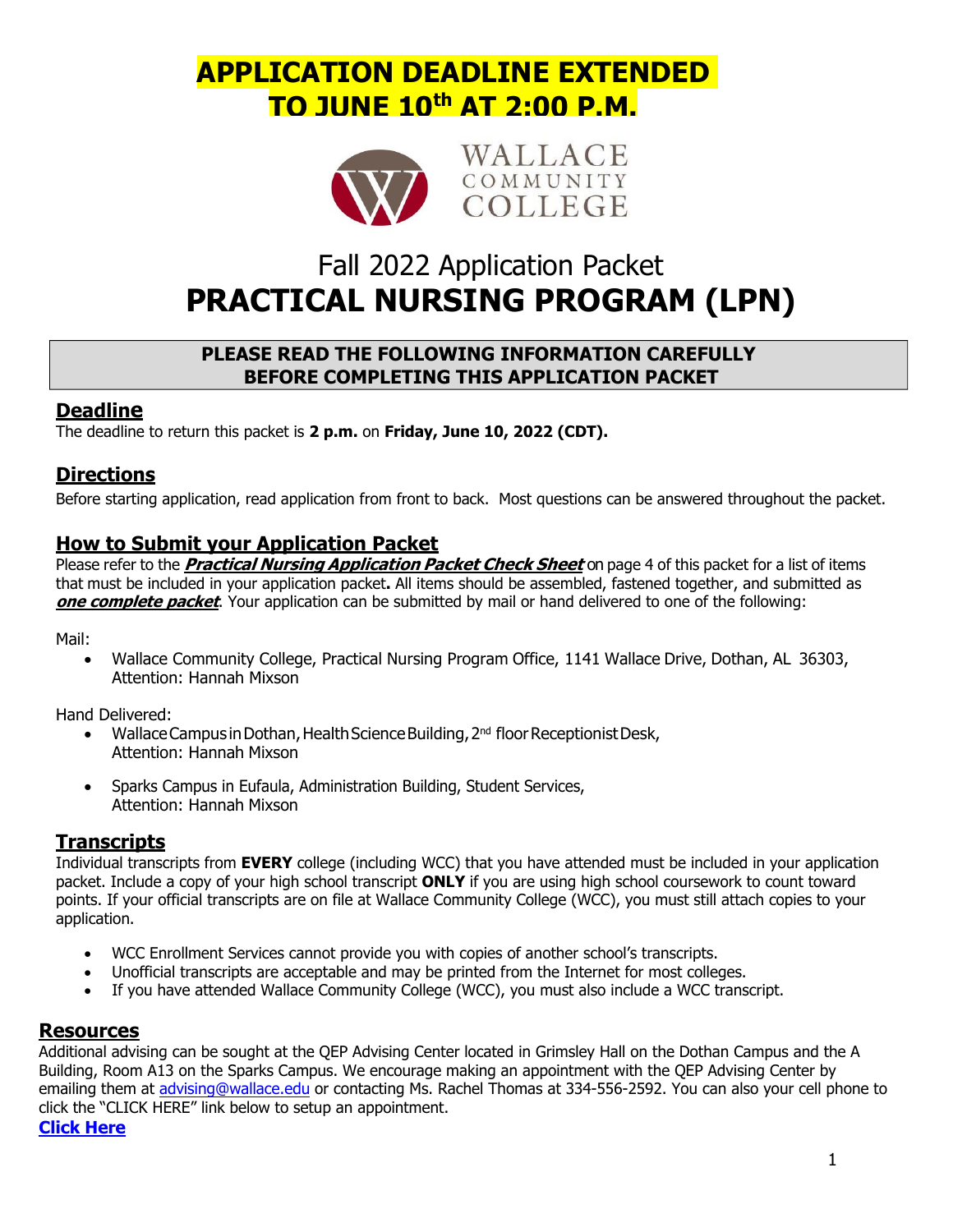# APPLICATION DEADLINE EXTENDED TO JUNE 10th AT 2:00 P.M.

WALLACE COMMUNITY COLLEGE

## Fall 2022 Application Packet

# PRACTICAL NURSING PROGRAM (LPN)

**PLEASE READ THE FOLLOWING INFORMATION CAREFULLY BEFORE COMPLETING THIS APPLICATION PACKET**

## Deadline

The deadline to return this packet is **2 p.m.** on **Friday, June 10, 2022 (CDT).**

## Directions

Before starting application, read application from front to back. Most questions can be answered throughout the packet.

## How to Submit your Application Packet

Please refer to the ***Practical Nursing Application Packet Check Sheet*** on page 4 of this packet for a list of items that must be included in your application packet**.** All items should be assembled, fastened together, and submitted as ***one complete packet***. Your application can be submitted by mail or hand delivered to one of the following:

Mail:

- Wallace Community College, Practical Nursing Program Office, 1141 Wallace Drive, Dothan, AL 36303, Attention: Hannah Mixson

Hand Delivered:

- Wallace Campus in Dothan, Health Science Building, 2nd floor Receptionist Desk, Attention: Hannah Mixson
- Sparks Campus in Eufaula, Administration Building, Student Services, Attention: Hannah Mixson

## Transcripts

Individual transcripts from **EVERY** college (including WCC) that you have attended must be included in your application packet. Include a copy of your high school transcript **ONLY** if you are using high school coursework to count toward points. If your official transcripts are on file at Wallace Community College (WCC), you must still attach copies to your application.

- WCC Enrollment Services cannot provide you with copies of another school's transcripts.
- Unofficial transcripts are acceptable and may be printed from the Internet for most colleges.
- If you have attended Wallace Community College (WCC), you must also include a WCC transcript.

## Resources

Additional advising can be sought at the QEP Advising Center located in Grimsley Hall on the Dothan Campus and the A Building, Room A13 on the Sparks Campus. We encourage making an appointment with the QEP Advising Center by emailing them at advising@wallace.edu or contacting Ms. Rachel Thomas at 334-556-2592. You can also your cell phone to click the "CLICK HERE" link below to setup an appointment.

**Click Here**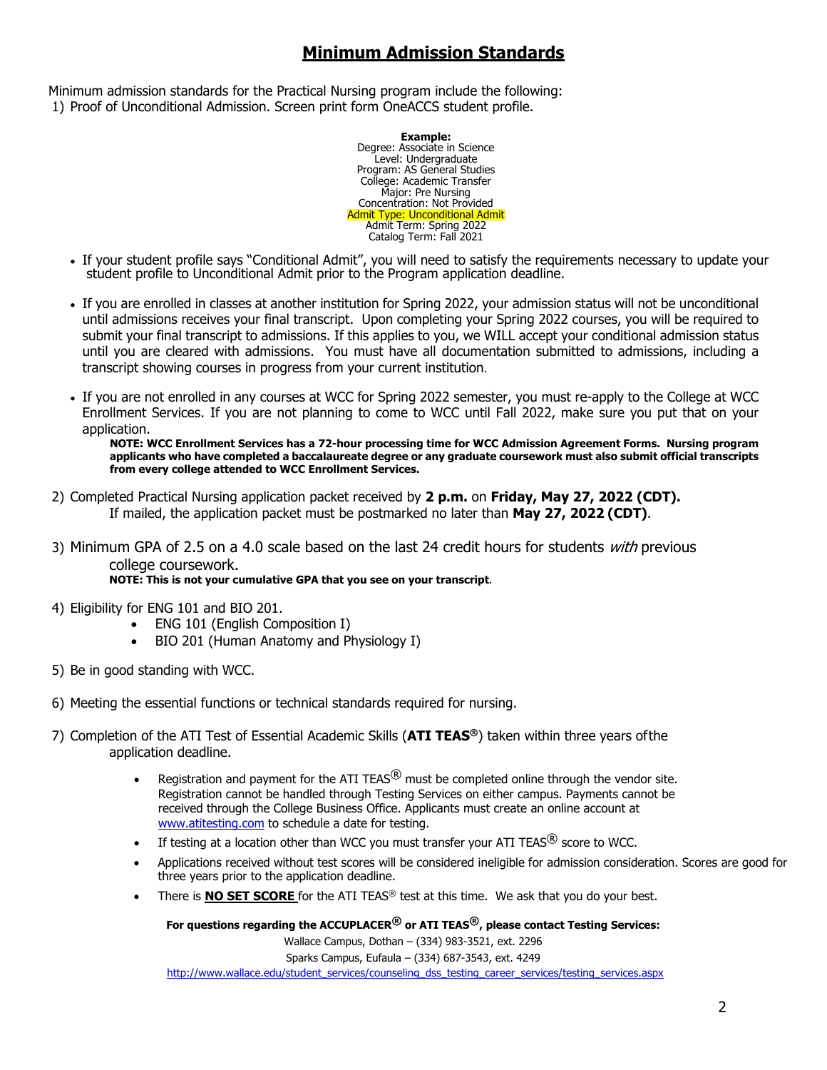# Minimum Admission Standards

Minimum admission standards for the Practical Nursing program include the following:

1) Proof of Unconditional Admission. Screen print form OneACCS student profile.

**Example:**
Degree: Associate in Science
Level: Undergraduate
Program: AS General Studies
College: Academic Transfer
Major: Pre Nursing
Concentration: Not Provided
Admit Type: Unconditional Admit
Admit Term: Spring 2022
Catalog Term: Fall 2021

- If your student profile says "Conditional Admit", you will need to satisfy the requirements necessary to update your student profile to Unconditional Admit prior to the Program application deadline.

- If you are enrolled in classes at another institution for Spring 2022, your admission status will not be unconditional until admissions receives your final transcript. Upon completing your Spring 2022 courses, you will be required to submit your final transcript to admissions. If this applies to you, we WILL accept your conditional admission status until you are cleared with admissions. You must have all documentation submitted to admissions, including a transcript showing courses in progress from your current institution.

- If you are not enrolled in any courses at WCC for Spring 2022 semester, you must re-apply to the College at WCC Enrollment Services. If you are not planning to come to WCC until Fall 2022, make sure you put that on your application.
  **NOTE: WCC Enrollment Services has a 72-hour processing time for WCC Admission Agreement Forms. Nursing program applicants who have completed a baccalaureate degree or any graduate coursework must also submit official transcripts from every college attended to WCC Enrollment Services.**

2) Completed Practical Nursing application packet received by **2 p.m.** on **Friday, May 27, 2022 (CDT).** If mailed, the application packet must be postmarked no later than **May 27, 2022 (CDT)**.

3) Minimum GPA of 2.5 on a 4.0 scale based on the last 24 credit hours for students *with* previous college coursework.
   **NOTE: This is not your cumulative GPA that you see on your transcript**.

4) Eligibility for ENG 101 and BIO 201.
   - ENG 101 (English Composition I)
   - BIO 201 (Human Anatomy and Physiology I)

5) Be in good standing with WCC.

6) Meeting the essential functions or technical standards required for nursing.

7) Completion of the ATI Test of Essential Academic Skills (**ATI TEAS®**) taken within three years of the application deadline.
   - Registration and payment for the ATI TEAS® must be completed online through the vendor site. Registration cannot be handled through Testing Services on either campus. Payments cannot be received through the College Business Office. Applicants must create an online account at www.atitesting.com to schedule a date for testing.
   - If testing at a location other than WCC you must transfer your ATI TEAS® score to WCC.
   - Applications received without test scores will be considered ineligible for admission consideration. Scores are good for three years prior to the application deadline.
   - There is **NO SET SCORE** for the ATI TEAS® test at this time. We ask that you do your best.

**For questions regarding the ACCUPLACER® or ATI TEAS®, please contact Testing Services:**

Wallace Campus, Dothan – (334) 983-3521, ext. 2296
Sparks Campus, Eufaula – (334) 687-3543, ext. 4249
http://www.wallace.edu/student_services/counseling_dss_testing_career_services/testing_services.aspx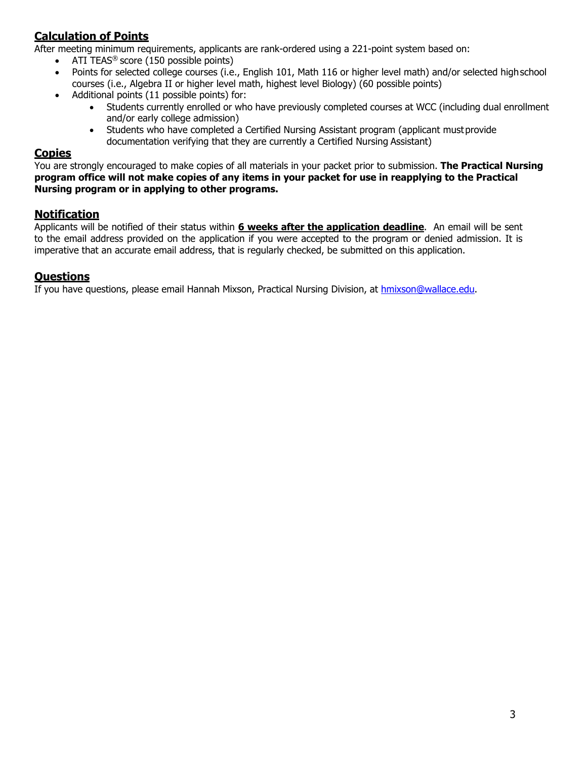## Calculation of Points

After meeting minimum requirements, applicants are rank-ordered using a 221-point system based on:

- ATI TEAS® score (150 possible points)
- Points for selected college courses (i.e., English 101, Math 116 or higher level math) and/or selected high school courses (i.e., Algebra II or higher level math, highest level Biology) (60 possible points)
- Additional points (11 possible points) for:
  - Students currently enrolled or who have previously completed courses at WCC (including dual enrollment and/or early college admission)
  - Students who have completed a Certified Nursing Assistant program (applicant must provide documentation verifying that they are currently a Certified Nursing Assistant)

## Copies

You are strongly encouraged to make copies of all materials in your packet prior to submission. **The Practical Nursing program office will not make copies of any items in your packet for use in reapplying to the Practical Nursing program or in applying to other programs.**

## Notification

Applicants will be notified of their status within **6 weeks after the application deadline**. An email will be sent to the email address provided on the application if you were accepted to the program or denied admission. It is imperative that an accurate email address, that is regularly checked, be submitted on this application.

## Questions

If you have questions, please email Hannah Mixson, Practical Nursing Division, at hmixson@wallace.edu.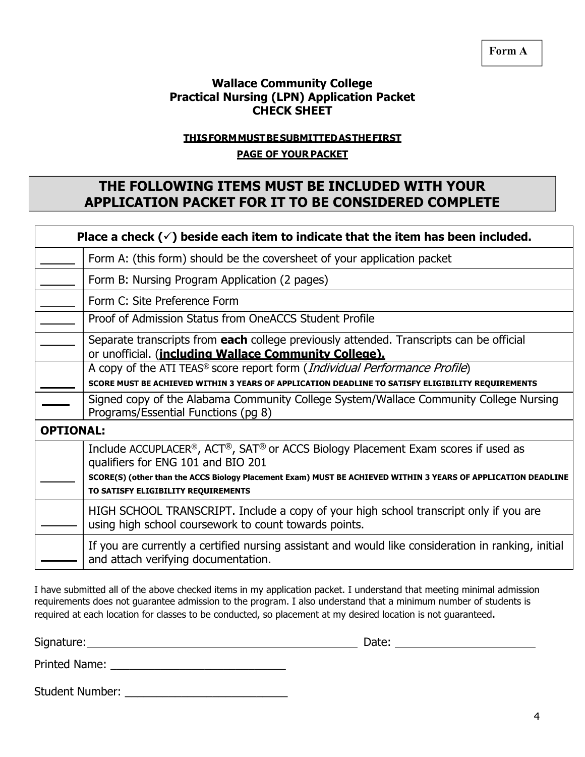Form A

**Wallace Community College**
**Practical Nursing (LPN) Application Packet**
**CHECK SHEET**

**THIS FORM MUST BE SUBMITTED AS THE FIRST PAGE OF YOUR PACKET**

## THE FOLLOWING ITEMS MUST BE INCLUDED WITH YOUR APPLICATION PACKET FOR IT TO BE CONSIDERED COMPLETE

| Place a check (✓) beside each item to indicate that the item has been included. | |
|---|---|
| _____ | Form A: (this form) should be the coversheet of your application packet |
| _____ | Form B: Nursing Program Application (2 pages) |
| _____ | Form C: Site Preference Form |
| _____ | Proof of Admission Status from OneACCS Student Profile |
| _____ | Separate transcripts from **each** college previously attended. Transcripts can be official or unofficial. (**including Wallace Community College).** |
| _____ | A copy of the ATI TEAS® score report form (*Individual Performance Profile*) **SCORE MUST BE ACHIEVED WITHIN 3 YEARS OF APPLICATION DEADLINE TO SATISFY ELIGIBILITY REQUIREMENTS** |
| _____ | Signed copy of the Alabama Community College System/Wallace Community College Nursing Programs/Essential Functions (pg 8) |
| **OPTIONAL:** | |
| _____ | Include ACCUPLACER®, ACT®, SAT® or ACCS Biology Placement Exam scores if used as qualifiers for ENG 101 and BIO 201 **SCORE(S) (other than the ACCS Biology Placement Exam) MUST BE ACHIEVED WITHIN 3 YEARS OF APPLICATION DEADLINE TO SATISFY ELIGIBILITY REQUIREMENTS** |
| _____ | HIGH SCHOOL TRANSCRIPT. Include a copy of your high school transcript only if you are using high school coursework to count towards points. |
| _____ | If you are currently a certified nursing assistant and would like consideration in ranking, initial and attach verifying documentation. |

I have submitted all of the above checked items in my application packet. I understand that meeting minimal admission requirements does not guarantee admission to the program. I also understand that a minimum number of students is required at each location for classes to be conducted, so placement at my desired location is not guaranteed.

Signature: ____________________________________________ Date: ______________________

Printed Name: ____________________________

Student Number: __________________________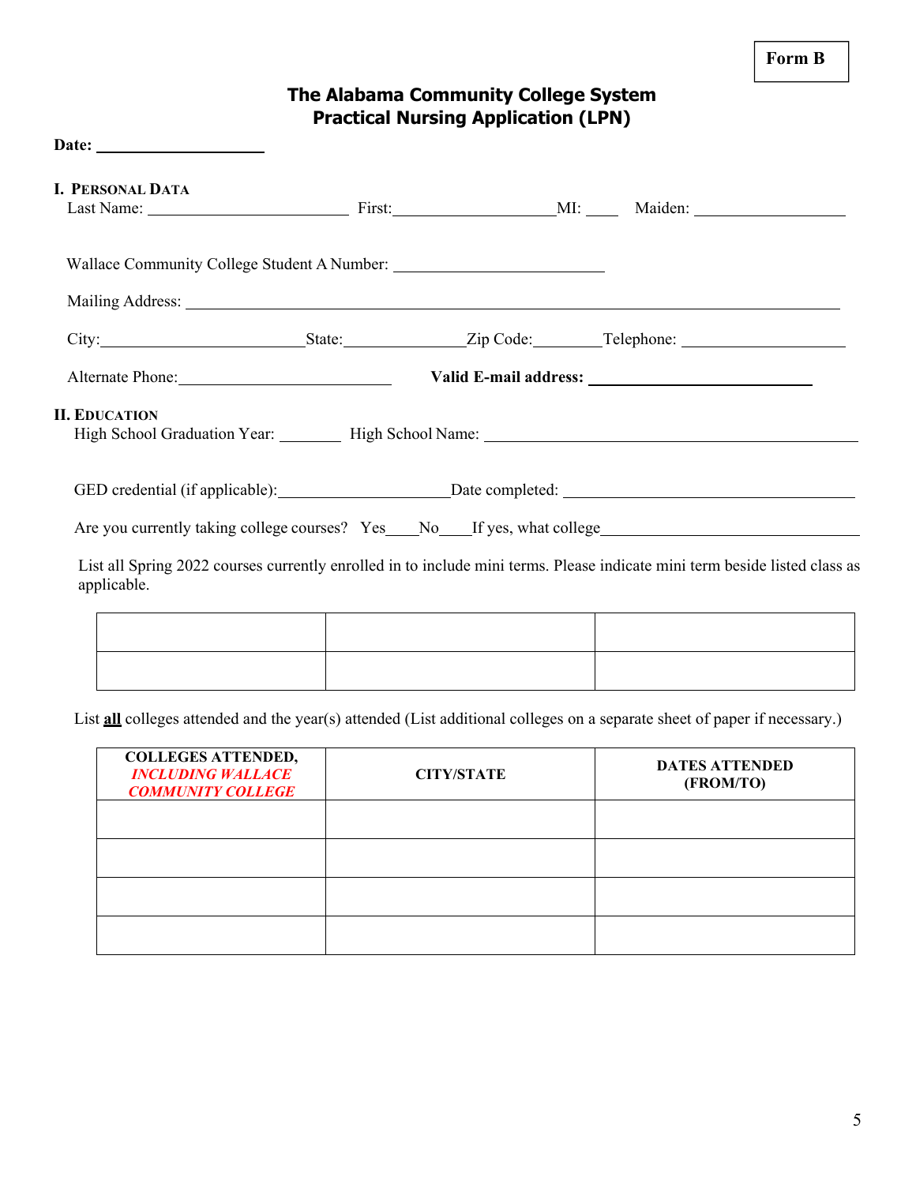**Form B**

# The Alabama Community College System
## Practical Nursing Application (LPN)

**Date:** ____________________

### I. Personal Data

Last Name: ________________________ First: ____________________ MI: ____ Maiden: __________________

Wallace Community College Student A Number: _________________________

Mailing Address: ______________________________________________________________________________

City: ________________________ State: ______________ Zip Code: ________ Telephone: ____________________

Alternate Phone: __________________________ **Valid E-mail address:** __________________________

### II. Education

High School Graduation Year: ________ High School Name: ____________________________________________

GED credential (if applicable): ____________________ Date completed: ___________________________________

Are you currently taking college courses? Yes____ No____ If yes, what college______________________________

List all Spring 2022 courses currently enrolled in to include mini terms. Please indicate mini term beside listed class as applicable.

| | | |
|---|---|---|
| | | |
| | | |

List **all** colleges attended and the year(s) attended (List additional colleges on a separate sheet of paper if necessary.)

| COLLEGES ATTENDED, *INCLUDING WALLACE COMMUNITY COLLEGE* | CITY/STATE | DATES ATTENDED (FROM/TO) |
|---|---|---|
| | | |
| | | |
| | | |
| | | |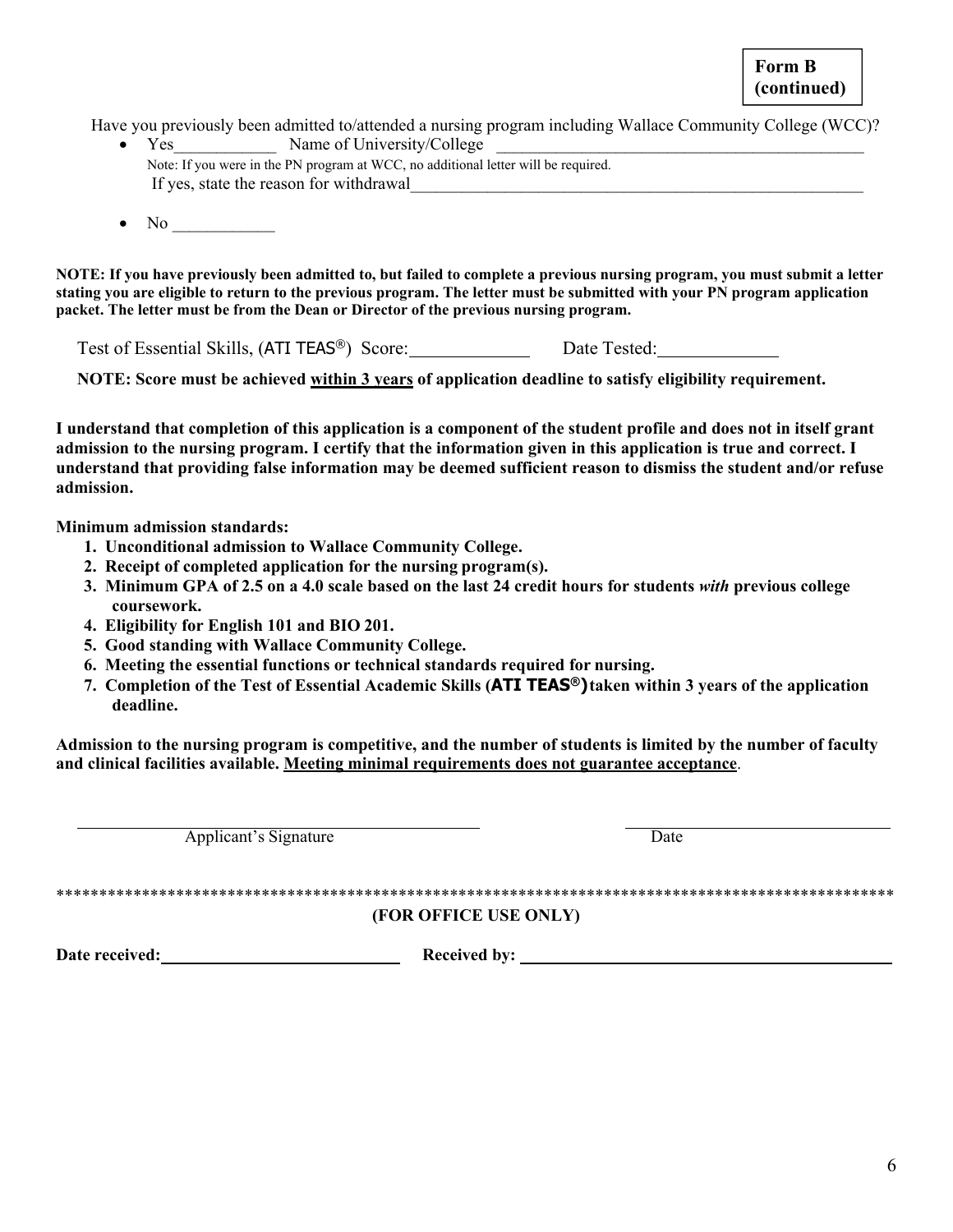**Form B (continued)**

Have you previously been admitted to/attended a nursing program including Wallace Community College (WCC)?

- Yes____________ Name of University/College ____________________________________________

  Note: If you were in the PN program at WCC, no additional letter will be required.

  If yes, state the reason for withdrawal_______________________________________________________

- No ____________

**NOTE: If you have previously been admitted to, but failed to complete a previous nursing program, you must submit a letter stating you are eligible to return to the previous program. The letter must be submitted with your PN program application packet. The letter must be from the Dean or Director of the previous nursing program.**

Test of Essential Skills, (ATI TEAS®) Score:_____________ Date Tested:_____________

**NOTE: Score must be achieved <u>within 3 years</u> of application deadline to satisfy eligibility requirement.**

**I understand that completion of this application is a component of the student profile and does not in itself grant admission to the nursing program. I certify that the information given in this application is true and correct. I understand that providing false information may be deemed sufficient reason to dismiss the student and/or refuse admission.**

**Minimum admission standards:**

1. **Unconditional admission to Wallace Community College.**
2. **Receipt of completed application for the nursing program(s).**
3. **Minimum GPA of 2.5 on a 4.0 scale based on the last 24 credit hours for students *with* previous college coursework.**
4. **Eligibility for English 101 and BIO 201.**
5. **Good standing with Wallace Community College.**
6. **Meeting the essential functions or technical standards required for nursing.**
7. **Completion of the Test of Essential Academic Skills (ATI TEAS®) taken within 3 years of the application deadline.**

**Admission to the nursing program is competitive, and the number of students is limited by the number of faculty and clinical facilities available. <u>Meeting minimal requirements does not guarantee acceptance</u>.**

_______________________________________ _______________________________

Applicant's Signature Date

****************************************************************************************************

**(FOR OFFICE USE ONLY)**

**Date received:**____________________________ **Received by:** ____________________________________________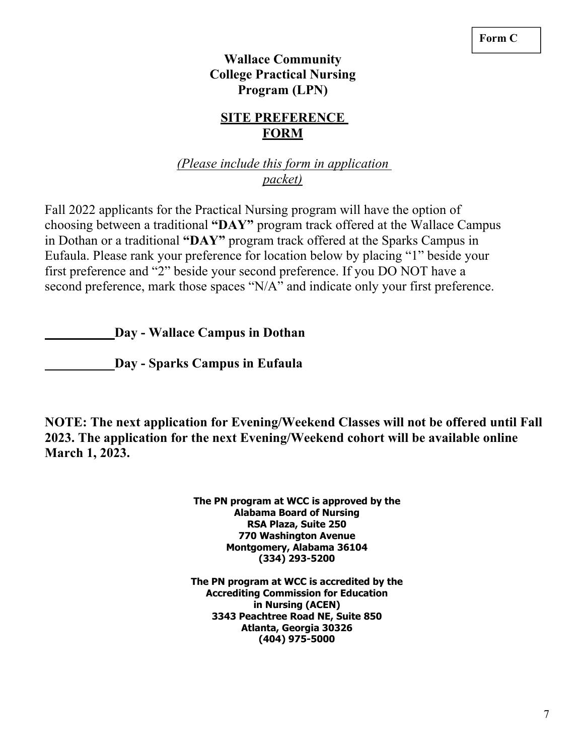**Form C**

# Wallace Community College Practical Nursing Program (LPN)

## SITE PREFERENCE FORM

*(Please include this form in application packet)*

Fall 2022 applicants for the Practical Nursing program will have the option of choosing between a traditional **"DAY"** program track offered at the Wallace Campus in Dothan or a traditional **"DAY"** program track offered at the Sparks Campus in Eufaula. Please rank your preference for location below by placing "1" beside your first preference and "2" beside your second preference. If you DO NOT have a second preference, mark those spaces "N/A" and indicate only your first preference.

__________ **Day - Wallace Campus in Dothan**

__________ **Day - Sparks Campus in Eufaula**

**NOTE: The next application for Evening/Weekend Classes will not be offered until Fall 2023. The application for the next Evening/Weekend cohort will be available online March 1, 2023.**

**The PN program at WCC is approved by the**
**Alabama Board of Nursing**
**RSA Plaza, Suite 250**
**770 Washington Avenue**
**Montgomery, Alabama 36104**
**(334) 293-5200**

**The PN program at WCC is accredited by the**
**Accrediting Commission for Education**
**in Nursing (ACEN)**
**3343 Peachtree Road NE, Suite 850**
**Atlanta, Georgia 30326**
**(404) 975-5000**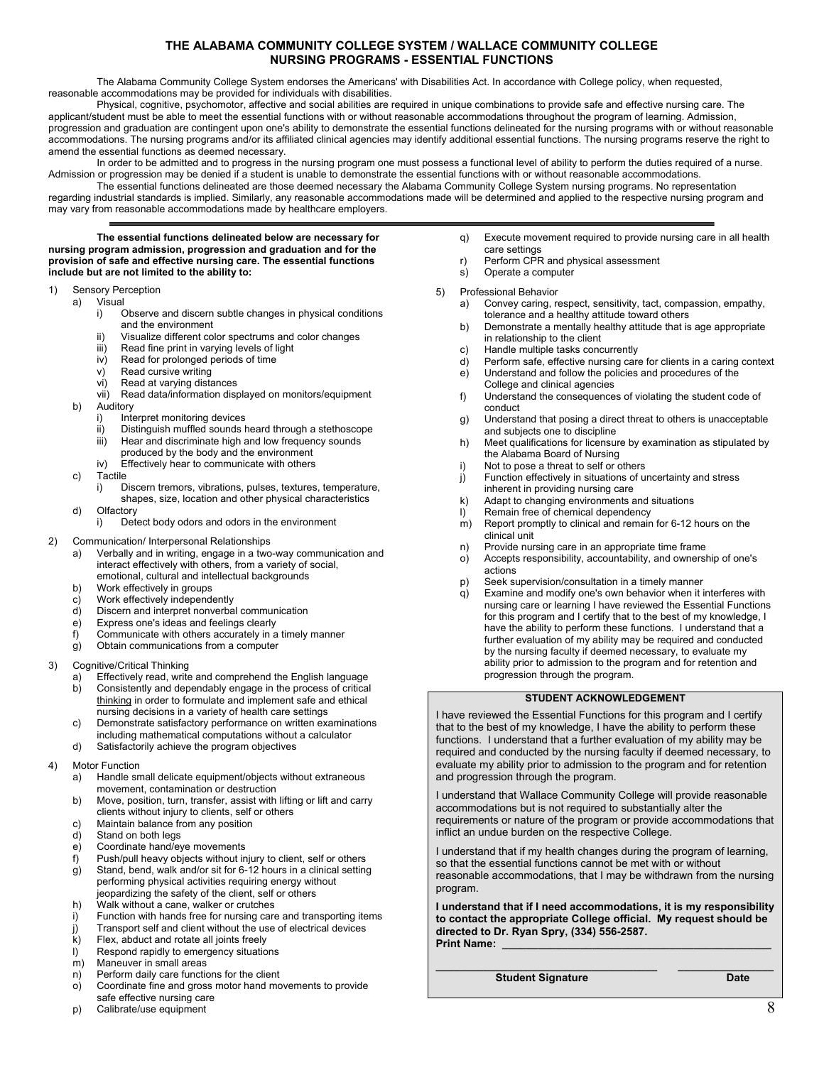## THE ALABAMA COMMUNITY COLLEGE SYSTEM / WALLACE COMMUNITY COLLEGE NURSING PROGRAMS - ESSENTIAL FUNCTIONS

The Alabama Community College System endorses the Americans' with Disabilities Act. In accordance with College policy, when requested, reasonable accommodations may be provided for individuals with disabilities.

Physical, cognitive, psychomotor, affective and social abilities are required in unique combinations to provide safe and effective nursing care. The applicant/student must be able to meet the essential functions with or without reasonable accommodations throughout the program of learning. Admission, progression and graduation are contingent upon one's ability to demonstrate the essential functions delineated for the nursing programs with or without reasonable accommodations. The nursing programs and/or its affiliated clinical agencies may identify additional essential functions. The nursing programs reserve the right to amend the essential functions as deemed necessary.

In order to be admitted and to progress in the nursing program one must possess a functional level of ability to perform the duties required of a nurse. Admission or progression may be denied if a student is unable to demonstrate the essential functions with or without reasonable accommodations.

The essential functions delineated are those deemed necessary the Alabama Community College System nursing programs. No representation regarding industrial standards is implied. Similarly, any reasonable accommodations made will be determined and applied to the respective nursing program and may vary from reasonable accommodations made by healthcare employers.

---

**The essential functions delineated below are necessary for nursing program admission, progression and graduation and for the provision of safe and effective nursing care. The essential functions include but are not limited to the ability to:**

1) Sensory Perception
   a) Visual
      i) Observe and discern subtle changes in physical conditions and the environment
      ii) Visualize different color spectrums and color changes
      iii) Read fine print in varying levels of light
      iv) Read for prolonged periods of time
      v) Read cursive writing
      vi) Read at varying distances
      vii) Read data/information displayed on monitors/equipment
   b) Auditory
      i) Interpret monitoring devices
      ii) Distinguish muffled sounds heard through a stethoscope
      iii) Hear and discriminate high and low frequency sounds produced by the body and the environment
      iv) Effectively hear to communicate with others
   c) Tactile
      i) Discern tremors, vibrations, pulses, textures, temperature, shapes, size, location and other physical characteristics
   d) Olfactory
      i) Detect body odors and odors in the environment

2) Communication/ Interpersonal Relationships
   a) Verbally and in writing, engage in a two-way communication and interact effectively with others, from a variety of social, emotional, cultural and intellectual backgrounds
   b) Work effectively in groups
   c) Work effectively independently
   d) Discern and interpret nonverbal communication
   e) Express one's ideas and feelings clearly
   f) Communicate with others accurately in a timely manner
   g) Obtain communications from a computer

3) Cognitive/Critical Thinking
   a) Effectively read, write and comprehend the English language
   b) Consistently and dependably engage in the process of critical thinking in order to formulate and implement safe and ethical nursing decisions in a variety of health care settings
   c) Demonstrate satisfactory performance on written examinations including mathematical computations without a calculator
   d) Satisfactorily achieve the program objectives

4) Motor Function
   a) Handle small delicate equipment/objects without extraneous movement, contamination or destruction
   b) Move, position, turn, transfer, assist with lifting or lift and carry clients without injury to clients, self or others
   c) Maintain balance from any position
   d) Stand on both legs
   e) Coordinate hand/eye movements
   f) Push/pull heavy objects without injury to client, self or others
   g) Stand, bend, walk and/or sit for 6-12 hours in a clinical setting performing physical activities requiring energy without jeopardizing the safety of the client, self or others
   h) Walk without a cane, walker or crutches
   i) Function with hands free for nursing care and transporting items
   j) Transport self and client without the use of electrical devices
   k) Flex, abduct and rotate all joints freely
   l) Respond rapidly to emergency situations
   m) Maneuver in small areas
   n) Perform daily care functions for the client
   o) Coordinate fine and gross motor hand movements to provide safe effective nursing care
   p) Calibrate/use equipment
   q) Execute movement required to provide nursing care in all health care settings
   r) Perform CPR and physical assessment
   s) Operate a computer

5) Professional Behavior
   a) Convey caring, respect, sensitivity, tact, compassion, empathy, tolerance and a healthy attitude toward others
   b) Demonstrate a mentally healthy attitude that is age appropriate in relationship to the client
   c) Handle multiple tasks concurrently
   d) Perform safe, effective nursing care for clients in a caring context
   e) Understand and follow the policies and procedures of the College and clinical agencies
   f) Understand the consequences of violating the student code of conduct
   g) Understand that posing a direct threat to others is unacceptable and subjects one to discipline
   h) Meet qualifications for licensure by examination as stipulated by the Alabama Board of Nursing
   i) Not to pose a threat to self or others
   j) Function effectively in situations of uncertainty and stress inherent in providing nursing care
   k) Adapt to changing environments and situations
   l) Remain free of chemical dependency
   m) Report promptly to clinical and remain for 6-12 hours on the clinical unit
   n) Provide nursing care in an appropriate time frame
   o) Accepts responsibility, accountability, and ownership of one's actions
   p) Seek supervision/consultation in a timely manner
   q) Examine and modify one's own behavior when it interferes with nursing care or learning I have reviewed the Essential Functions for this program and I certify that to the best of my knowledge, I have the ability to perform these functions. I understand that a further evaluation of my ability may be required and conducted by the nursing faculty if deemed necessary, to evaluate my ability prior to admission to the program and for retention and progression through the program.

### STUDENT ACKNOWLEDGEMENT

I have reviewed the Essential Functions for this program and I certify that to the best of my knowledge, I have the ability to perform these functions. I understand that a further evaluation of my ability may be required and conducted by the nursing faculty if deemed necessary, to evaluate my ability prior to admission to the program and for retention and progression through the program.

I understand that Wallace Community College will provide reasonable accommodations but is not required to substantially alter the requirements or nature of the program or provide accommodations that inflict an undue burden on the respective College.

I understand that if my health changes during the program of learning, so that the essential functions cannot be met with or without reasonable accommodations, that I may be withdrawn from the nursing program.

**I understand that if I need accommodations, it is my responsibility to contact the appropriate College official. My request should be directed to Dr. Ryan Spry, (334) 556-2587.**

**Print Name:** ____________________________________________

____________________________________ ________________

**Student Signature** **Date**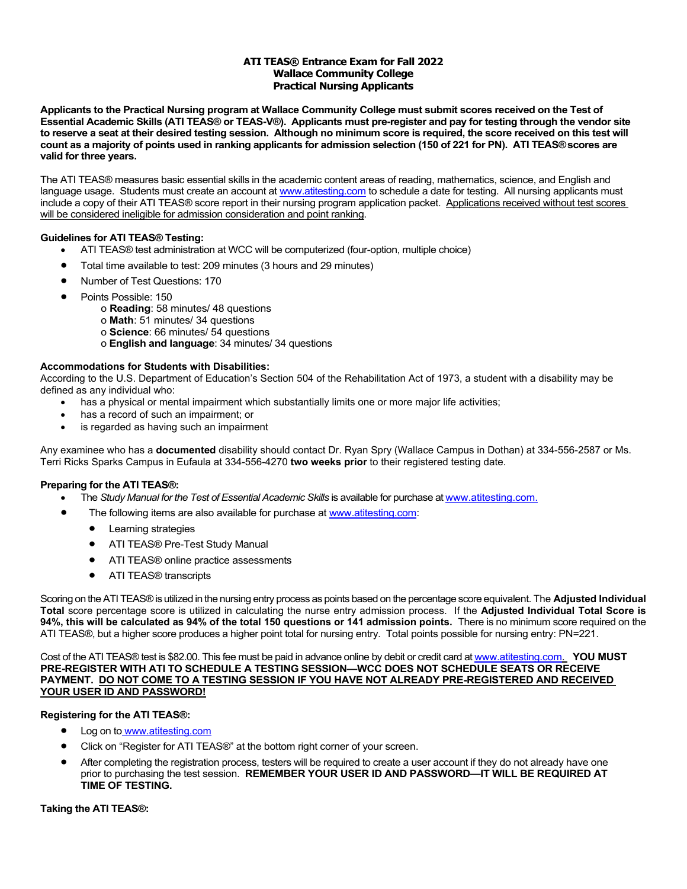**ATI TEAS® Entrance Exam for Fall 2022**
**Wallace Community College**
**Practical Nursing Applicants**

**Applicants to the Practical Nursing program at Wallace Community College must submit scores received on the Test of Essential Academic Skills (ATI TEAS® or TEAS-V®). Applicants must pre-register and pay for testing through the vendor site to reserve a seat at their desired testing session. Although no minimum score is required, the score received on this test will count as a majority of points used in ranking applicants for admission selection (150 of 221 for PN). ATI TEAS® scores are valid for three years.**

The ATI TEAS® measures basic essential skills in the academic content areas of reading, mathematics, science, and English and language usage. Students must create an account at www.atitesting.com to schedule a date for testing. All nursing applicants must include a copy of their ATI TEAS® score report in their nursing program application packet. <u>Applications received without test scores will be considered ineligible for admission consideration and point ranking</u>.

**Guidelines for ATI TEAS® Testing:**

- ATI TEAS® test administration at WCC will be computerized (four-option, multiple choice)
- Total time available to test: 209 minutes (3 hours and 29 minutes)
- Number of Test Questions: 170
- Points Possible: 150
  - **Reading**: 58 minutes/ 48 questions
  - **Math**: 51 minutes/ 34 questions
  - **Science**: 66 minutes/ 54 questions
  - **English and language**: 34 minutes/ 34 questions

**Accommodations for Students with Disabilities:**
According to the U.S. Department of Education's Section 504 of the Rehabilitation Act of 1973, a student with a disability may be defined as any individual who:

- has a physical or mental impairment which substantially limits one or more major life activities;
- has a record of such an impairment; or
- is regarded as having such an impairment

Any examinee who has a **documented** disability should contact Dr. Ryan Spry (Wallace Campus in Dothan) at 334-556-2587 or Ms. Terri Ricks Sparks Campus in Eufaula at 334-556-4270 **two weeks prior** to their registered testing date.

**Preparing for the ATI TEAS®:**

- The *Study Manual for the Test of Essential Academic Skills* is available for purchase at www.atitesting.com.
- The following items are also available for purchase at www.atitesting.com:
  - Learning strategies
  - ATI TEAS® Pre-Test Study Manual
  - ATI TEAS® online practice assessments
  - ATI TEAS® transcripts

Scoring on the ATI TEAS® is utilized in the nursing entry process as points based on the percentage score equivalent. The **Adjusted Individual Total** score percentage score is utilized in calculating the nurse entry admission process. If the **Adjusted Individual Total Score is 94%, this will be calculated as 94% of the total 150 questions or 141 admission points.** There is no minimum score required on the ATI TEAS®, but a higher score produces a higher point total for nursing entry. Total points possible for nursing entry: PN=221.

Cost of the ATI TEAS® test is $82.00. This fee must be paid in advance online by debit or credit card at www.atitesting.com. **YOU MUST PRE-REGISTER WITH ATI TO SCHEDULE A TESTING SESSION—WCC DOES NOT SCHEDULE SEATS OR RECEIVE PAYMENT. <u>DO NOT COME TO A TESTING SESSION IF YOU HAVE NOT ALREADY PRE-REGISTERED AND RECEIVED YOUR USER ID AND PASSWORD!</u>**

**Registering for the ATI TEAS®:**

- Log on to www.atitesting.com
- Click on "Register for ATI TEAS®" at the bottom right corner of your screen.
- After completing the registration process, testers will be required to create a user account if they do not already have one prior to purchasing the test session. **REMEMBER YOUR USER ID AND PASSWORD—IT WILL BE REQUIRED AT TIME OF TESTING.**

**Taking the ATI TEAS®:**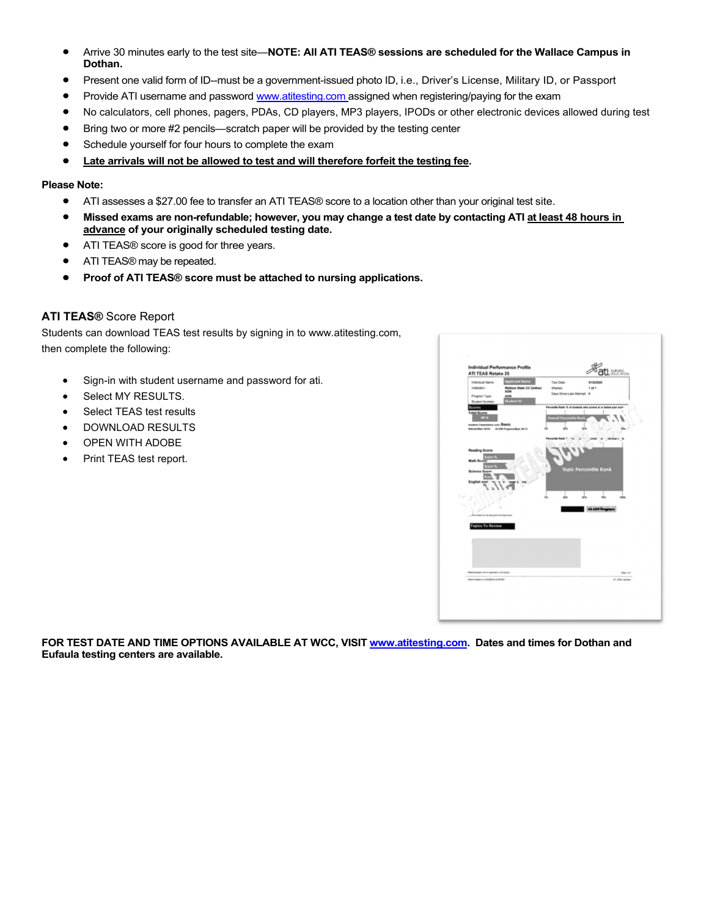- Arrive 30 minutes early to the test site—**NOTE: All ATI TEAS® sessions are scheduled for the Wallace Campus in Dothan.**
- Present one valid form of ID--must be a government-issued photo ID, i.e., Driver's License, Military ID, or Passport
- Provide ATI username and password [www.atitesting.com](http://www.atitesting.com) assigned when registering/paying for the exam
- No calculators, cell phones, pagers, PDAs, CD players, MP3 players, IPODs or other electronic devices allowed during test
- Bring two or more #2 pencils—scratch paper will be provided by the testing center
- Schedule yourself for four hours to complete the exam
- **Late arrivals will not be allowed to test and will therefore forfeit the testing fee.**

**Please Note:**

- ATI assesses a $27.00 fee to transfer an ATI TEAS® score to a location other than your original test site.
- **Missed exams are non-refundable; however, you may change a test date by contacting ATI at least 48 hours in advance of your originally scheduled testing date.**
- ATI TEAS® score is good for three years.
- ATI TEAS® may be repeated.
- **Proof of ATI TEAS® score must be attached to nursing applications.**

## **ATI TEAS®** Score Report

Students can download TEAS test results by signing in to www.atitesting.com, then complete the following:

- Sign-in with student username and password for ati.
- Select MY RESULTS.
- Select TEAS test results
- DOWNLOAD RESULTS
- OPEN WITH ADOBE
- Print TEAS test report.

**FOR TEST DATE AND TIME OPTIONS AVAILABLE AT WCC, VISIT [www.atitesting.com](http://www.atitesting.com). Dates and times for Dothan and Eufaula testing centers are available.**